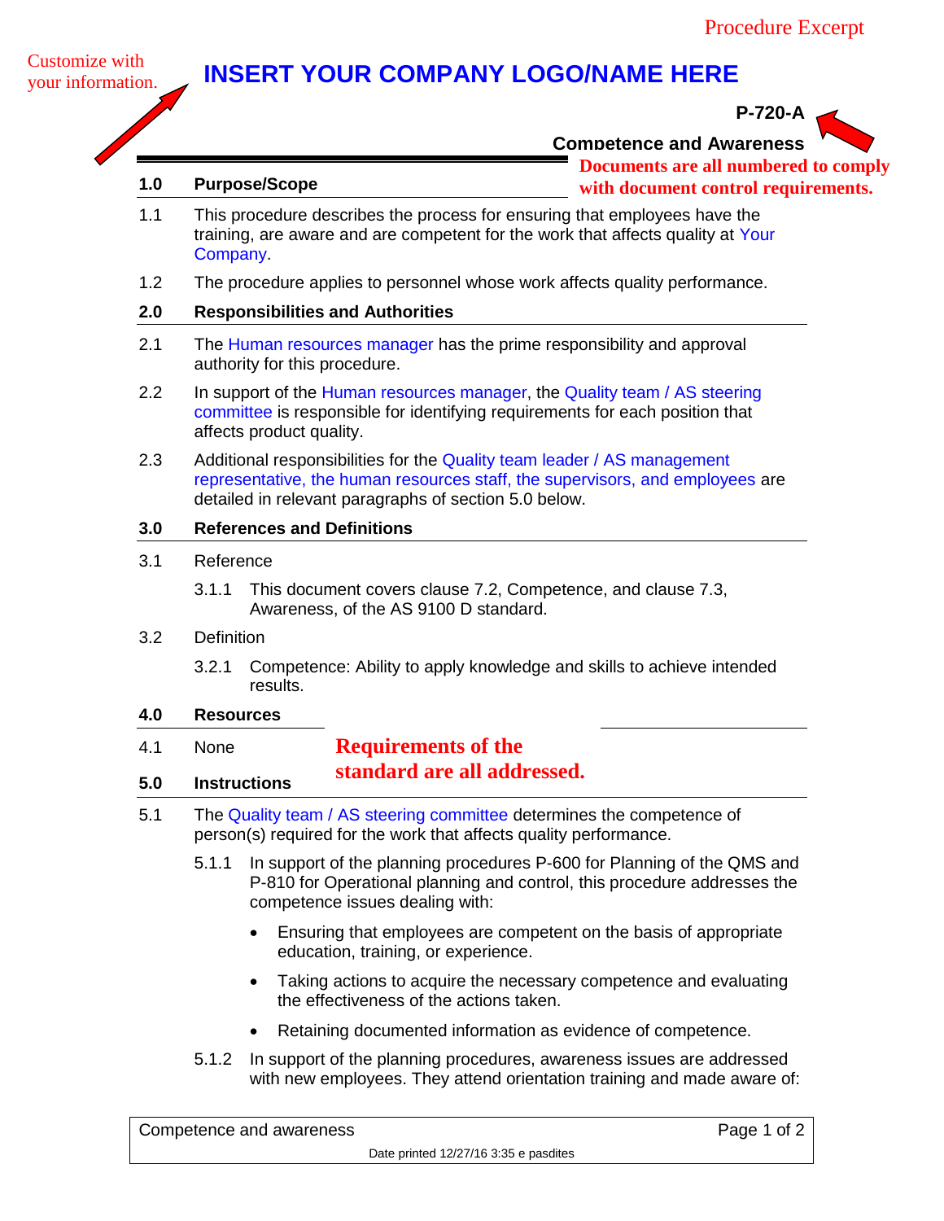Procedure Excerpt

Customize with your information.

# INSERT YOUR COMPANY LOGO/NAME HERE

**P-720-A**

**Competence and Awareness**

Documents are all numbered to comply with document control requirements.

## 1.0 Purpose/Scope

1.1 This procedure describes the process for ensuring that employees have the training, are aware and are competent for the work that affects quality at Your Company.

1.2 The procedure applies to personnel whose work affects quality performance.

## 2.0 Responsibilities and Authorities

2.1 The Human resources manager has the prime responsibility and approval authority for this procedure.

2.2 In support of the Human resources manager, the Quality team / AS steering committee is responsible for identifying requirements for each position that affects product quality.

2.3 Additional responsibilities for the Quality team leader / AS management representative, the human resources staff, the supervisors, and employees are detailed in relevant paragraphs of section 5.0 below.

## 3.0 References and Definitions

3.1 Reference

3.1.1 This document covers clause 7.2, Competence, and clause 7.3, Awareness, of the AS 9100 D standard.

3.2 Definition

3.2.1 Competence: Ability to apply knowledge and skills to achieve intended results.

## 4.0 Resources

4.1 None

Requirements of the standard are all addressed.

## 5.0 Instructions

5.1 The Quality team / AS steering committee determines the competence of person(s) required for the work that affects quality performance.

5.1.1 In support of the planning procedures P-600 for Planning of the QMS and P-810 for Operational planning and control, this procedure addresses the competence issues dealing with:

- Ensuring that employees are competent on the basis of appropriate education, training, or experience.
- Taking actions to acquire the necessary competence and evaluating the effectiveness of the actions taken.
- Retaining documented information as evidence of competence.

5.1.2 In support of the planning procedures, awareness issues are addressed with new employees. They attend orientation training and made aware of:

Competence and awareness

Date printed 12/27/16 3:35 e pasdites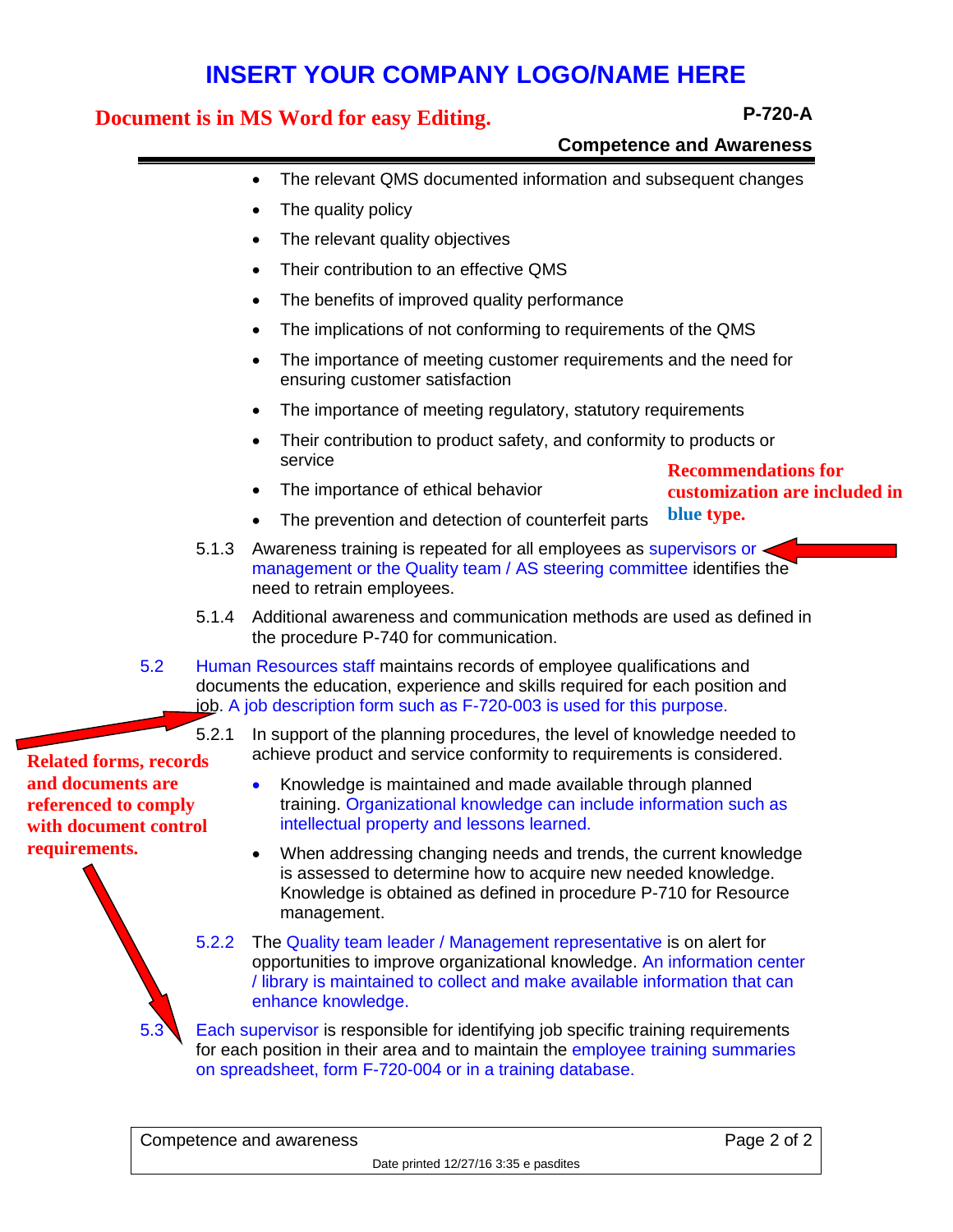- The relevant QMS documented information and subsequent changes
- The quality policy
- The relevant quality objectives
- Their contribution to an effective QMS
- The benefits of improved quality performance
- The implications of not conforming to requirements of the QMS
- The importance of meeting customer requirements and the need for ensuring customer satisfaction
- The importance of meeting regulatory, statutory requirements
- Their contribution to product safety, and conformity to products or service
- The importance of ethical behavior
- The prevention and detection of counterfeit parts

**Recommendations for customization are included in blue type.**

5.1.3 Awareness training is repeated for all employees as supervisors or management or the Quality team / AS steering committee identifies the need to retrain employees.

5.1.4 Additional awareness and communication methods are used as defined in the procedure P-740 for communication.

5.2 Human Resources staff maintains records of employee qualifications and documents the education, experience and skills required for each position and job. A job description form such as F-720-003 is used for this purpose.

**Related forms, records and documents are referenced to comply with document control requirements.**

5.2.1 In support of the planning procedures, the level of knowledge needed to achieve product and service conformity to requirements is considered.

- Knowledge is maintained and made available through planned training. Organizational knowledge can include information such as intellectual property and lessons learned.
- When addressing changing needs and trends, the current knowledge is assessed to determine how to acquire new needed knowledge. Knowledge is obtained as defined in procedure P-710 for Resource management.

5.2.2 The Quality team leader / Management representative is on alert for opportunities to improve organizational knowledge. An information center / library is maintained to collect and make available information that can enhance knowledge.

5.3 Each supervisor is responsible for identifying job specific training requirements for each position in their area and to maintain the employee training summaries on spreadsheet, form F-720-004 or in a training database.